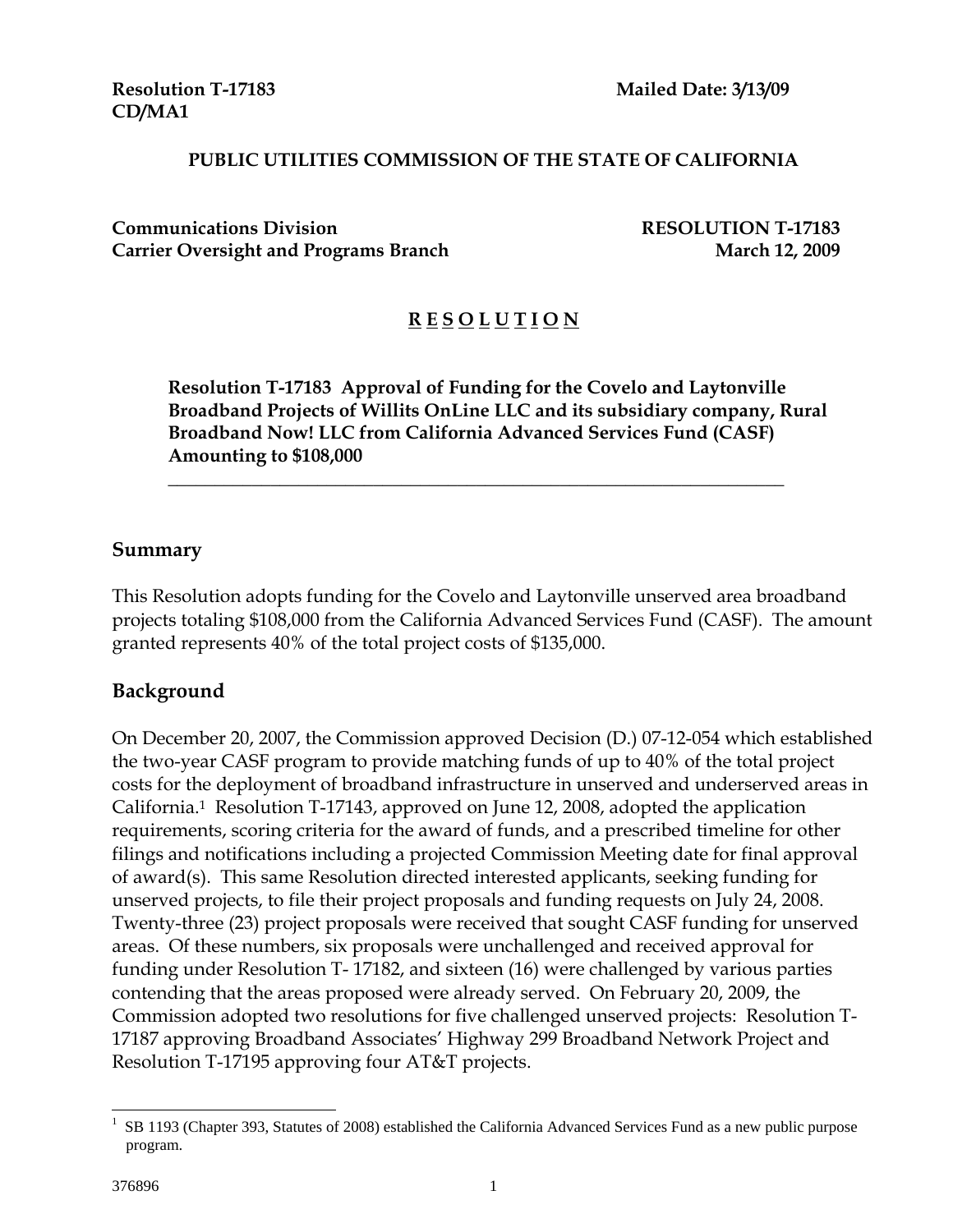**Resolution T-17183** **Mailed Date: 3/13/09**
**CD/MA1**

**PUBLIC UTILITIES COMMISSION OF THE STATE OF CALIFORNIA**

**Communications Division** **RESOLUTION T-17183**
**Carrier Oversight and Programs Branch** **March 12, 2009**

# R E S O L U T I O N

**Resolution T-17183 Approval of Funding for the Covelo and Laytonville Broadband Projects of Willits OnLine LLC and its subsidiary company, Rural Broadband Now! LLC from California Advanced Services Fund (CASF) Amounting to $108,000**

---

## Summary

This Resolution adopts funding for the Covelo and Laytonville unserved area broadband projects totaling $108,000 from the California Advanced Services Fund (CASF). The amount granted represents 40% of the total project costs of $135,000.

## Background

On December 20, 2007, the Commission approved Decision (D.) 07-12-054 which established the two-year CASF program to provide matching funds of up to 40% of the total project costs for the deployment of broadband infrastructure in unserved and underserved areas in California.[1] Resolution T-17143, approved on June 12, 2008, adopted the application requirements, scoring criteria for the award of funds, and a prescribed timeline for other filings and notifications including a projected Commission Meeting date for final approval of award(s). This same Resolution directed interested applicants, seeking funding for unserved projects, to file their project proposals and funding requests on July 24, 2008. Twenty-three (23) project proposals were received that sought CASF funding for unserved areas. Of these numbers, six proposals were unchallenged and received approval for funding under Resolution T- 17182, and sixteen (16) were challenged by various parties contending that the areas proposed were already served. On February 20, 2009, the Commission adopted two resolutions for five challenged unserved projects: Resolution T-17187 approving Broadband Associates' Highway 299 Broadband Network Project and Resolution T-17195 approving four AT&T projects.

---

[1] SB 1193 (Chapter 393, Statutes of 2008) established the California Advanced Services Fund as a new public purpose program.

376896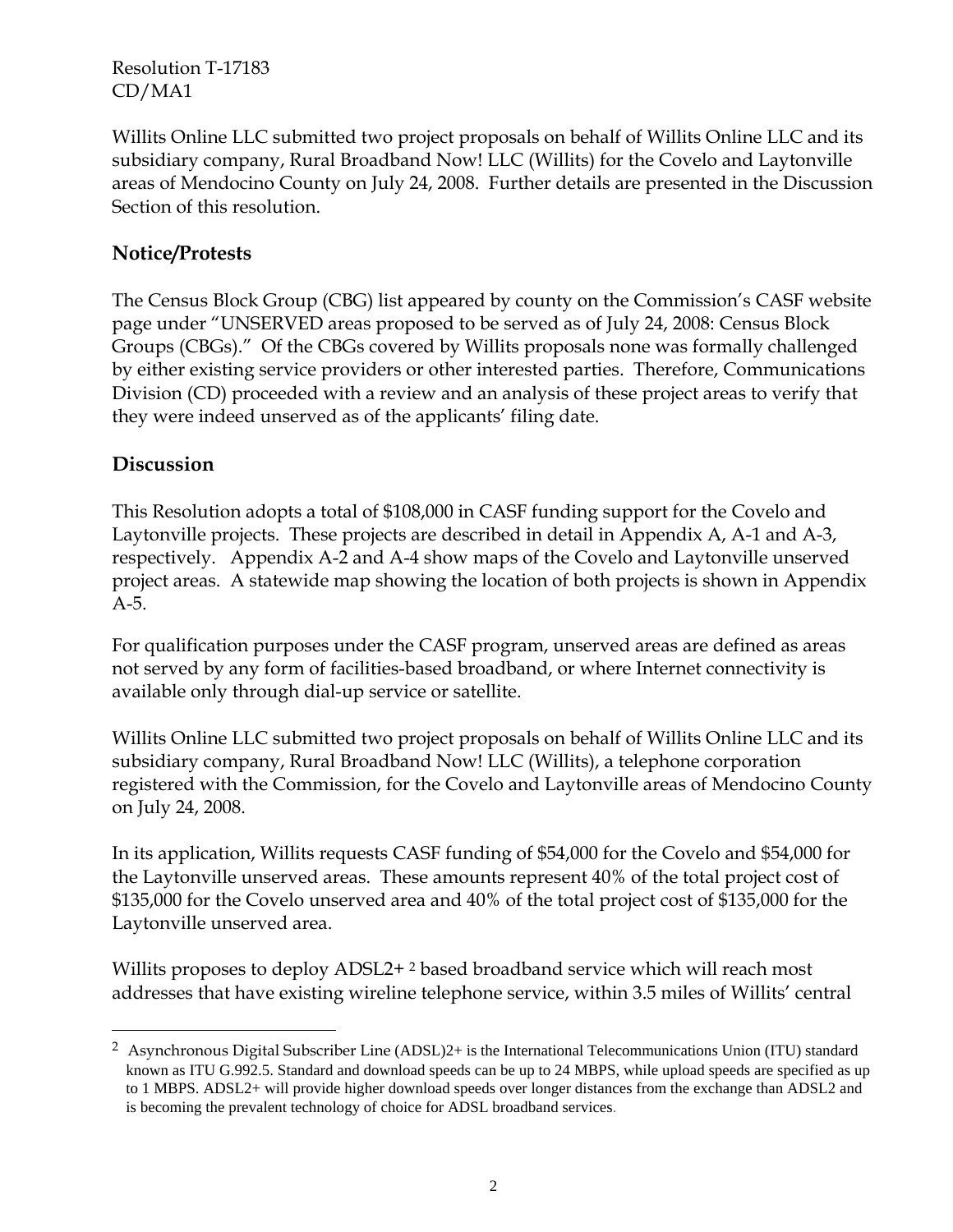Willits Online LLC submitted two project proposals on behalf of Willits Online LLC and its subsidiary company, Rural Broadband Now! LLC (Willits) for the Covelo and Laytonville areas of Mendocino County on July 24, 2008. Further details are presented in the Discussion Section of this resolution.

## Notice/Protests

The Census Block Group (CBG) list appeared by county on the Commission's CASF website page under "UNSERVED areas proposed to be served as of July 24, 2008: Census Block Groups (CBGs)." Of the CBGs covered by Willits proposals none was formally challenged by either existing service providers or other interested parties. Therefore, Communications Division (CD) proceeded with a review and an analysis of these project areas to verify that they were indeed unserved as of the applicants' filing date.

## Discussion

This Resolution adopts a total of $108,000 in CASF funding support for the Covelo and Laytonville projects. These projects are described in detail in Appendix A, A-1 and A-3, respectively. Appendix A-2 and A-4 show maps of the Covelo and Laytonville unserved project areas. A statewide map showing the location of both projects is shown in Appendix A-5.

For qualification purposes under the CASF program, unserved areas are defined as areas not served by any form of facilities-based broadband, or where Internet connectivity is available only through dial-up service or satellite.

Willits Online LLC submitted two project proposals on behalf of Willits Online LLC and its subsidiary company, Rural Broadband Now! LLC (Willits), a telephone corporation registered with the Commission, for the Covelo and Laytonville areas of Mendocino County on July 24, 2008.

In its application, Willits requests CASF funding of $54,000 for the Covelo and $54,000 for the Laytonville unserved areas. These amounts represent 40% of the total project cost of $135,000 for the Covelo unserved area and 40% of the total project cost of $135,000 for the Laytonville unserved area.

Willits proposes to deploy ADSL2+ [2] based broadband service which will reach most addresses that have existing wireline telephone service, within 3.5 miles of Willits' central

---

[2] Asynchronous Digital Subscriber Line (ADSL)2+ is the International Telecommunications Union (ITU) standard known as ITU G.992.5. Standard and download speeds can be up to 24 MBPS, while upload speeds are specified as up to 1 MBPS. ADSL2+ will provide higher download speeds over longer distances from the exchange than ADSL2 and is becoming the prevalent technology of choice for ADSL broadband services.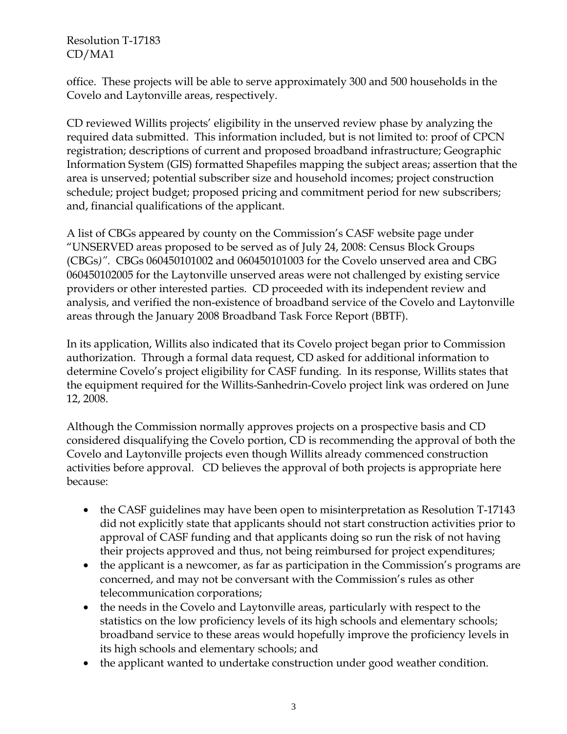office. These projects will be able to serve approximately 300 and 500 households in the Covelo and Laytonville areas, respectively.

CD reviewed Willits projects' eligibility in the unserved review phase by analyzing the required data submitted. This information included, but is not limited to: proof of CPCN registration; descriptions of current and proposed broadband infrastructure; Geographic Information System (GIS) formatted Shapefiles mapping the subject areas; assertion that the area is unserved; potential subscriber size and household incomes; project construction schedule; project budget; proposed pricing and commitment period for new subscribers; and, financial qualifications of the applicant.

A list of CBGs appeared by county on the Commission's CASF website page under "UNSERVED areas proposed to be served as of July 24, 2008: Census Block Groups (CBGs)". CBGs 060450101002 and 060450101003 for the Covelo unserved area and CBG 060450102005 for the Laytonville unserved areas were not challenged by existing service providers or other interested parties. CD proceeded with its independent review and analysis, and verified the non-existence of broadband service of the Covelo and Laytonville areas through the January 2008 Broadband Task Force Report (BBTF).

In its application, Willits also indicated that its Covelo project began prior to Commission authorization. Through a formal data request, CD asked for additional information to determine Covelo's project eligibility for CASF funding. In its response, Willits states that the equipment required for the Willits-Sanhedrin-Covelo project link was ordered on June 12, 2008.

Although the Commission normally approves projects on a prospective basis and CD considered disqualifying the Covelo portion, CD is recommending the approval of both the Covelo and Laytonville projects even though Willits already commenced construction activities before approval. CD believes the approval of both projects is appropriate here because:

- the CASF guidelines may have been open to misinterpretation as Resolution T-17143 did not explicitly state that applicants should not start construction activities prior to approval of CASF funding and that applicants doing so run the risk of not having their projects approved and thus, not being reimbursed for project expenditures;
- the applicant is a newcomer, as far as participation in the Commission's programs are concerned, and may not be conversant with the Commission's rules as other telecommunication corporations;
- the needs in the Covelo and Laytonville areas, particularly with respect to the statistics on the low proficiency levels of its high schools and elementary schools; broadband service to these areas would hopefully improve the proficiency levels in its high schools and elementary schools; and
- the applicant wanted to undertake construction under good weather condition.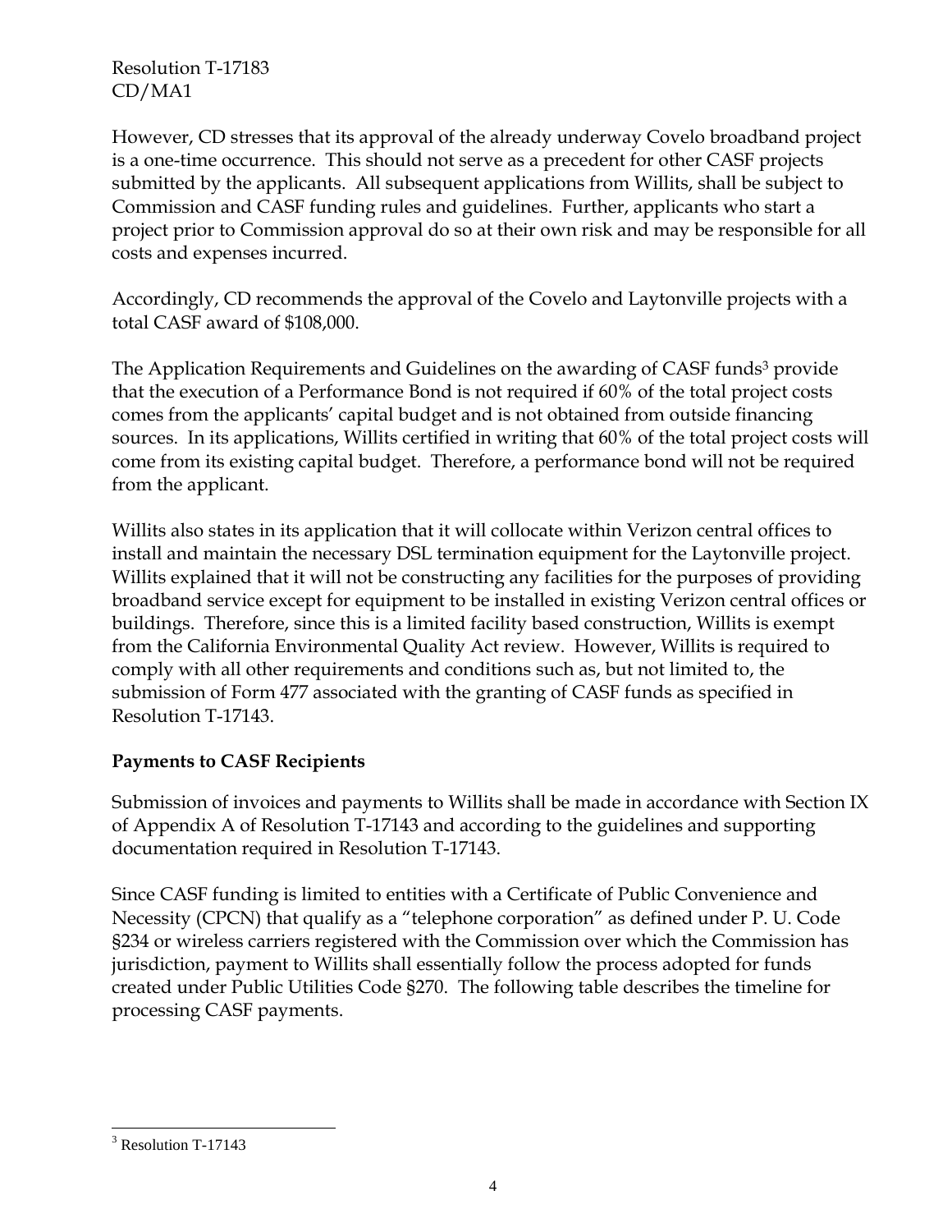However, CD stresses that its approval of the already underway Covelo broadband project is a one-time occurrence. This should not serve as a precedent for other CASF projects submitted by the applicants. All subsequent applications from Willits, shall be subject to Commission and CASF funding rules and guidelines. Further, applicants who start a project prior to Commission approval do so at their own risk and may be responsible for all costs and expenses incurred.

Accordingly, CD recommends the approval of the Covelo and Laytonville projects with a total CASF award of $108,000.

The Application Requirements and Guidelines on the awarding of CASF funds[3] provide that the execution of a Performance Bond is not required if 60% of the total project costs comes from the applicants' capital budget and is not obtained from outside financing sources. In its applications, Willits certified in writing that 60% of the total project costs will come from its existing capital budget. Therefore, a performance bond will not be required from the applicant.

Willits also states in its application that it will collocate within Verizon central offices to install and maintain the necessary DSL termination equipment for the Laytonville project. Willits explained that it will not be constructing any facilities for the purposes of providing broadband service except for equipment to be installed in existing Verizon central offices or buildings. Therefore, since this is a limited facility based construction, Willits is exempt from the California Environmental Quality Act review. However, Willits is required to comply with all other requirements and conditions such as, but not limited to, the submission of Form 477 associated with the granting of CASF funds as specified in Resolution T-17143.

**Payments to CASF Recipients**

Submission of invoices and payments to Willits shall be made in accordance with Section IX of Appendix A of Resolution T-17143 and according to the guidelines and supporting documentation required in Resolution T-17143.

Since CASF funding is limited to entities with a Certificate of Public Convenience and Necessity (CPCN) that qualify as a "telephone corporation" as defined under P. U. Code §234 or wireless carriers registered with the Commission over which the Commission has jurisdiction, payment to Willits shall essentially follow the process adopted for funds created under Public Utilities Code §270. The following table describes the timeline for processing CASF payments.

[3] Resolution T-17143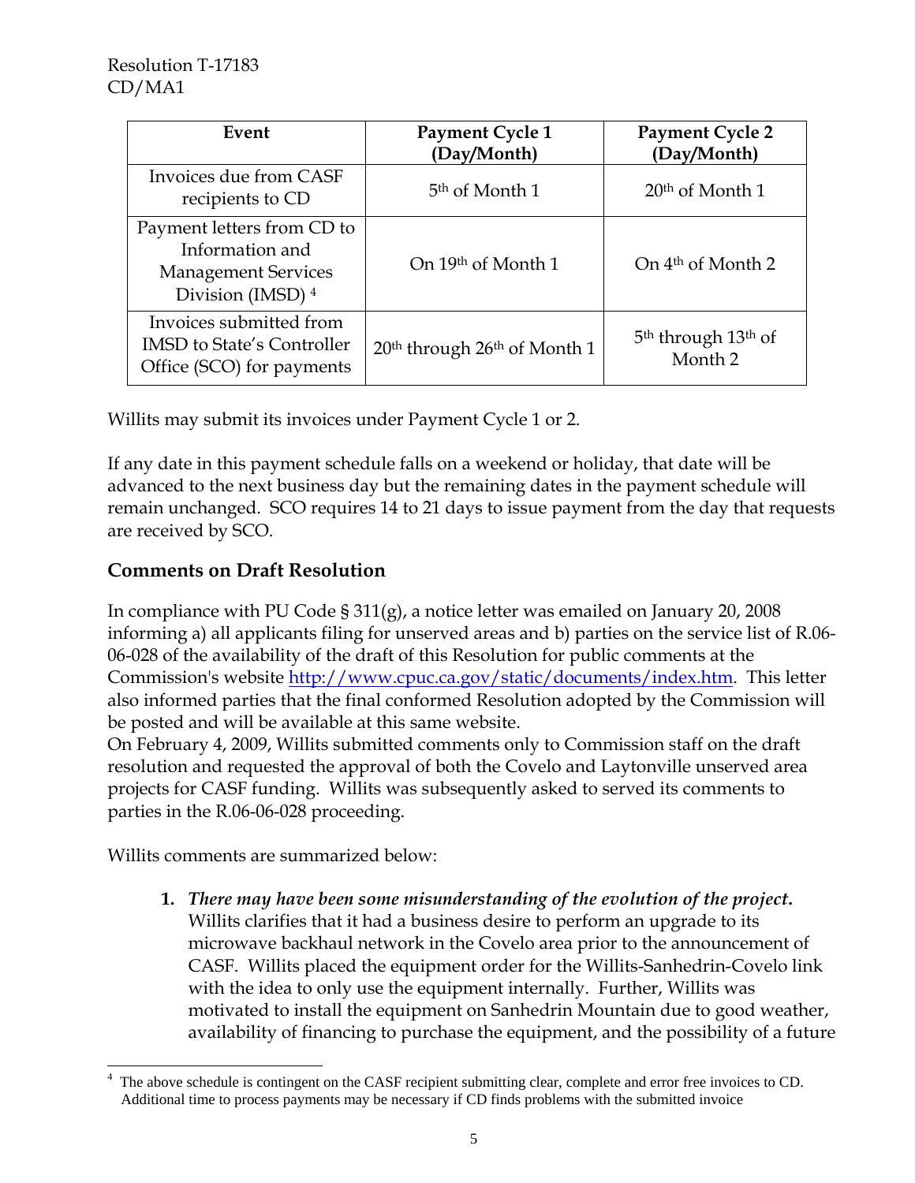| Event | Payment Cycle 1 (Day/Month) | Payment Cycle 2 (Day/Month) |
|---|---|---|
| Invoices due from CASF recipients to CD | 5th of Month 1 | 20th of Month 1 |
| Payment letters from CD to Information and Management Services Division (IMSD) [4] | On 19th of Month 1 | On 4th of Month 2 |
| Invoices submitted from IMSD to State's Controller Office (SCO) for payments | 20th through 26th of Month 1 | 5th through 13th of Month 2 |

Willits may submit its invoices under Payment Cycle 1 or 2.

If any date in this payment schedule falls on a weekend or holiday, that date will be advanced to the next business day but the remaining dates in the payment schedule will remain unchanged. SCO requires 14 to 21 days to issue payment from the day that requests are received by SCO.

## Comments on Draft Resolution

In compliance with PU Code § 311(g), a notice letter was emailed on January 20, 2008 informing a) all applicants filing for unserved areas and b) parties on the service list of R.06-06-028 of the availability of the draft of this Resolution for public comments at the Commission's website http://www.cpuc.ca.gov/static/documents/index.htm. This letter also informed parties that the final conformed Resolution adopted by the Commission will be posted and will be available at this same website.

On February 4, 2009, Willits submitted comments only to Commission staff on the draft resolution and requested the approval of both the Covelo and Laytonville unserved area projects for CASF funding. Willits was subsequently asked to served its comments to parties in the R.06-06-028 proceeding.

Willits comments are summarized below:

1. ***There may have been some misunderstanding of the evolution of the project.*** Willits clarifies that it had a business desire to perform an upgrade to its microwave backhaul network in the Covelo area prior to the announcement of CASF. Willits placed the equipment order for the Willits-Sanhedrin-Covelo link with the idea to only use the equipment internally. Further, Willits was motivated to install the equipment on Sanhedrin Mountain due to good weather, availability of financing to purchase the equipment, and the possibility of a future

---

[4] The above schedule is contingent on the CASF recipient submitting clear, complete and error free invoices to CD. Additional time to process payments may be necessary if CD finds problems with the submitted invoice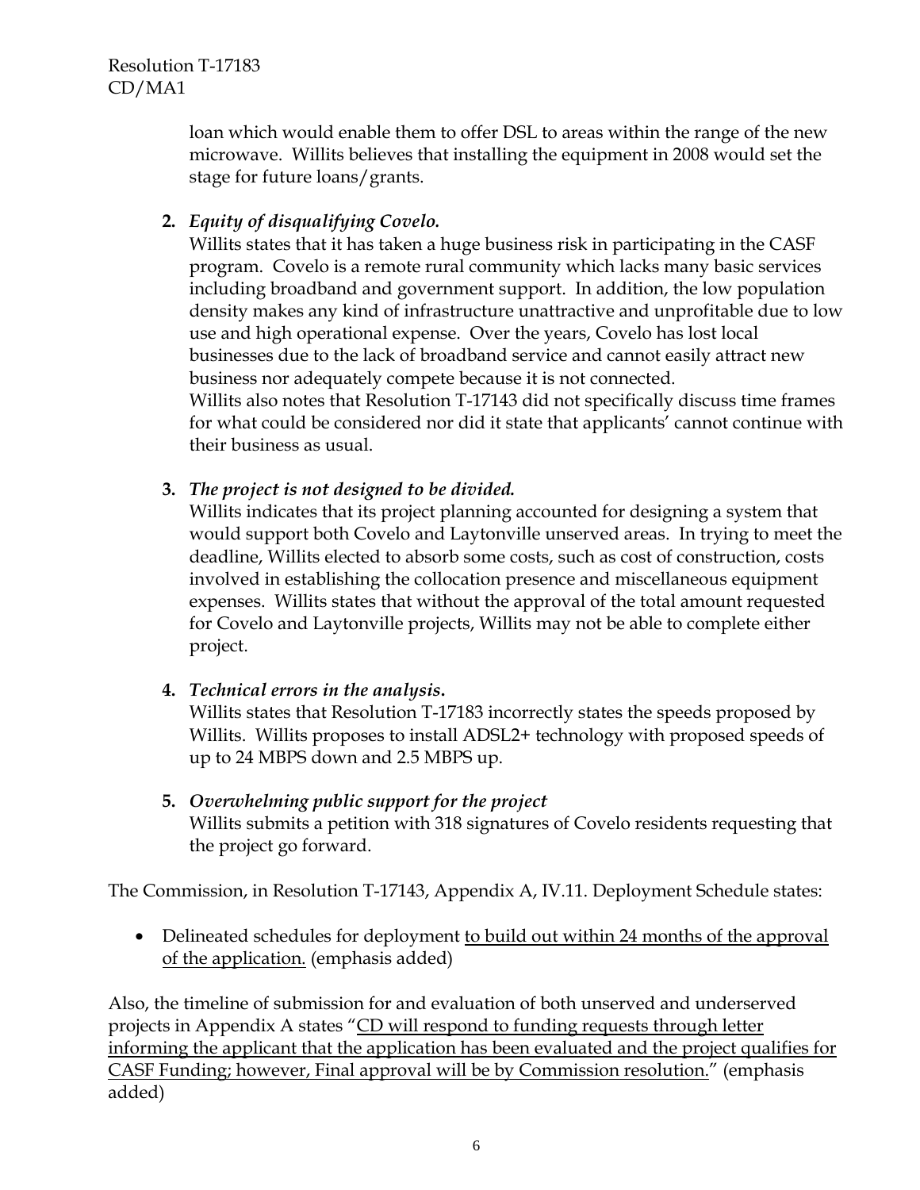loan which would enable them to offer DSL to areas within the range of the new microwave. Willits believes that installing the equipment in 2008 would set the stage for future loans/grants.

2. ***Equity of disqualifying Covelo.***
   Willits states that it has taken a huge business risk in participating in the CASF program. Covelo is a remote rural community which lacks many basic services including broadband and government support. In addition, the low population density makes any kind of infrastructure unattractive and unprofitable due to low use and high operational expense. Over the years, Covelo has lost local businesses due to the lack of broadband service and cannot easily attract new business nor adequately compete because it is not connected.
   Willits also notes that Resolution T-17143 did not specifically discuss time frames for what could be considered nor did it state that applicants' cannot continue with their business as usual.

3. ***The project is not designed to be divided.***
   Willits indicates that its project planning accounted for designing a system that would support both Covelo and Laytonville unserved areas. In trying to meet the deadline, Willits elected to absorb some costs, such as cost of construction, costs involved in establishing the collocation presence and miscellaneous equipment expenses. Willits states that without the approval of the total amount requested for Covelo and Laytonville projects, Willits may not be able to complete either project.

4. ***Technical errors in the analysis.***
   Willits states that Resolution T-17183 incorrectly states the speeds proposed by Willits. Willits proposes to install ADSL2+ technology with proposed speeds of up to 24 MBPS down and 2.5 MBPS up.

5. ***Overwhelming public support for the project***
   Willits submits a petition with 318 signatures of Covelo residents requesting that the project go forward.

The Commission, in Resolution T-17143, Appendix A, IV.11. Deployment Schedule states:

- Delineated schedules for deployment <u>to build out within 24 months of the approval of the application.</u> (emphasis added)

Also, the timeline of submission for and evaluation of both unserved and underserved projects in Appendix A states "<u>CD will respond to funding requests through letter informing the applicant that the application has been evaluated and the project qualifies for CASF Funding; however, Final approval will be by Commission resolution.</u>" (emphasis added)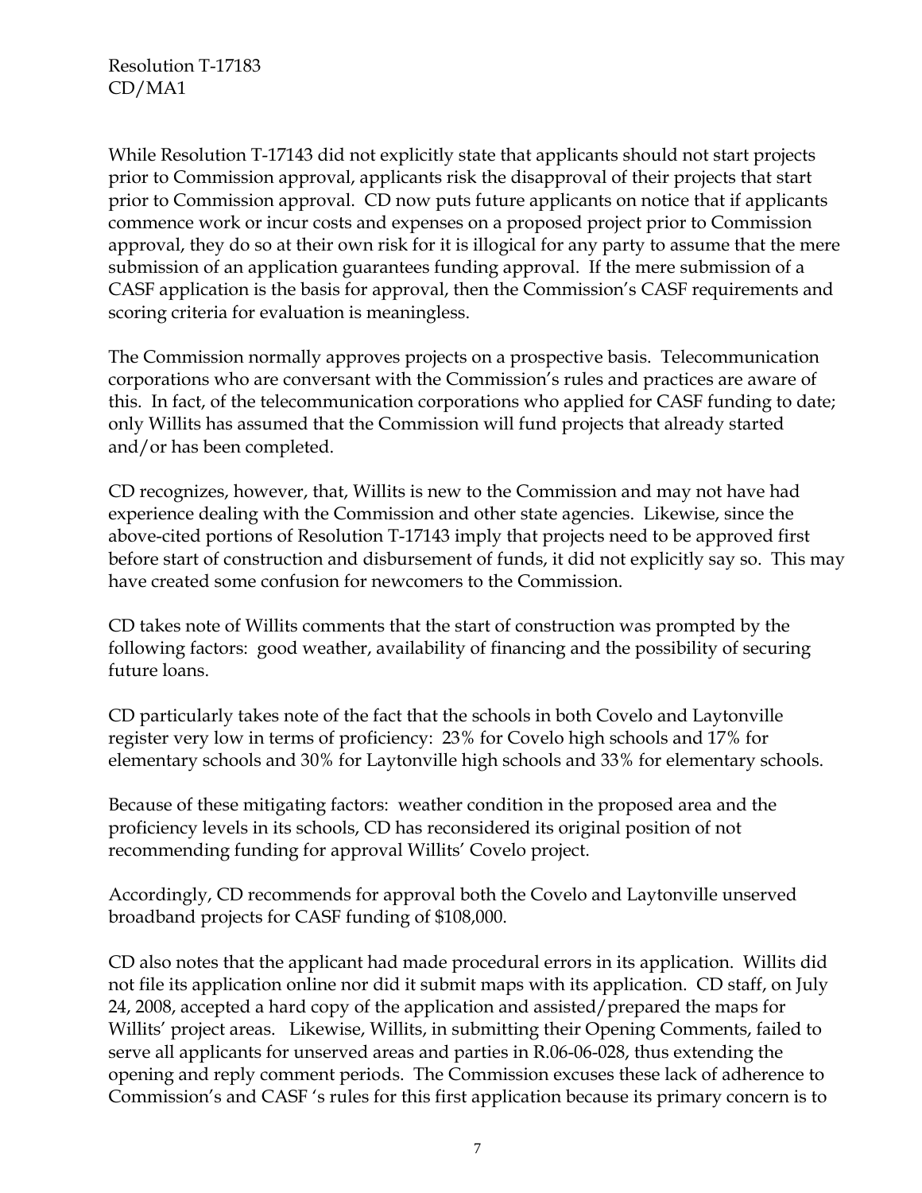While Resolution T-17143 did not explicitly state that applicants should not start projects prior to Commission approval, applicants risk the disapproval of their projects that start prior to Commission approval. CD now puts future applicants on notice that if applicants commence work or incur costs and expenses on a proposed project prior to Commission approval, they do so at their own risk for it is illogical for any party to assume that the mere submission of an application guarantees funding approval. If the mere submission of a CASF application is the basis for approval, then the Commission's CASF requirements and scoring criteria for evaluation is meaningless.

The Commission normally approves projects on a prospective basis. Telecommunication corporations who are conversant with the Commission's rules and practices are aware of this. In fact, of the telecommunication corporations who applied for CASF funding to date; only Willits has assumed that the Commission will fund projects that already started and/or has been completed.

CD recognizes, however, that, Willits is new to the Commission and may not have had experience dealing with the Commission and other state agencies. Likewise, since the above-cited portions of Resolution T-17143 imply that projects need to be approved first before start of construction and disbursement of funds, it did not explicitly say so. This may have created some confusion for newcomers to the Commission.

CD takes note of Willits comments that the start of construction was prompted by the following factors: good weather, availability of financing and the possibility of securing future loans.

CD particularly takes note of the fact that the schools in both Covelo and Laytonville register very low in terms of proficiency: 23% for Covelo high schools and 17% for elementary schools and 30% for Laytonville high schools and 33% for elementary schools.

Because of these mitigating factors: weather condition in the proposed area and the proficiency levels in its schools, CD has reconsidered its original position of not recommending funding for approval Willits' Covelo project.

Accordingly, CD recommends for approval both the Covelo and Laytonville unserved broadband projects for CASF funding of $108,000.

CD also notes that the applicant had made procedural errors in its application. Willits did not file its application online nor did it submit maps with its application. CD staff, on July 24, 2008, accepted a hard copy of the application and assisted/prepared the maps for Willits' project areas. Likewise, Willits, in submitting their Opening Comments, failed to serve all applicants for unserved areas and parties in R.06-06-028, thus extending the opening and reply comment periods. The Commission excuses these lack of adherence to Commission's and CASF 's rules for this first application because its primary concern is to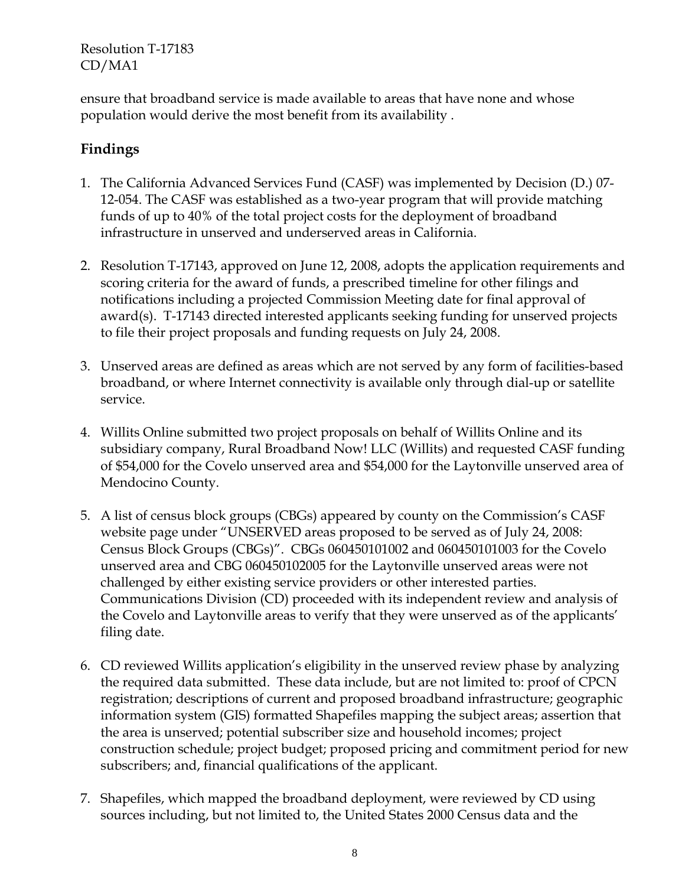ensure that broadband service is made available to areas that have none and whose population would derive the most benefit from its availability .

## Findings

1. The California Advanced Services Fund (CASF) was implemented by Decision (D.) 07-12-054. The CASF was established as a two-year program that will provide matching funds of up to 40% of the total project costs for the deployment of broadband infrastructure in unserved and underserved areas in California.

2. Resolution T-17143, approved on June 12, 2008, adopts the application requirements and scoring criteria for the award of funds, a prescribed timeline for other filings and notifications including a projected Commission Meeting date for final approval of award(s). T-17143 directed interested applicants seeking funding for unserved projects to file their project proposals and funding requests on July 24, 2008.

3. Unserved areas are defined as areas which are not served by any form of facilities-based broadband, or where Internet connectivity is available only through dial-up or satellite service.

4. Willits Online submitted two project proposals on behalf of Willits Online and its subsidiary company, Rural Broadband Now! LLC (Willits) and requested CASF funding of $54,000 for the Covelo unserved area and $54,000 for the Laytonville unserved area of Mendocino County.

5. A list of census block groups (CBGs) appeared by county on the Commission's CASF website page under "UNSERVED areas proposed to be served as of July 24, 2008: Census Block Groups (CBGs)". CBGs 060450101002 and 060450101003 for the Covelo unserved area and CBG 060450102005 for the Laytonville unserved areas were not challenged by either existing service providers or other interested parties. Communications Division (CD) proceeded with its independent review and analysis of the Covelo and Laytonville areas to verify that they were unserved as of the applicants' filing date.

6. CD reviewed Willits application's eligibility in the unserved review phase by analyzing the required data submitted. These data include, but are not limited to: proof of CPCN registration; descriptions of current and proposed broadband infrastructure; geographic information system (GIS) formatted Shapefiles mapping the subject areas; assertion that the area is unserved; potential subscriber size and household incomes; project construction schedule; project budget; proposed pricing and commitment period for new subscribers; and, financial qualifications of the applicant.

7. Shapefiles, which mapped the broadband deployment, were reviewed by CD using sources including, but not limited to, the United States 2000 Census data and the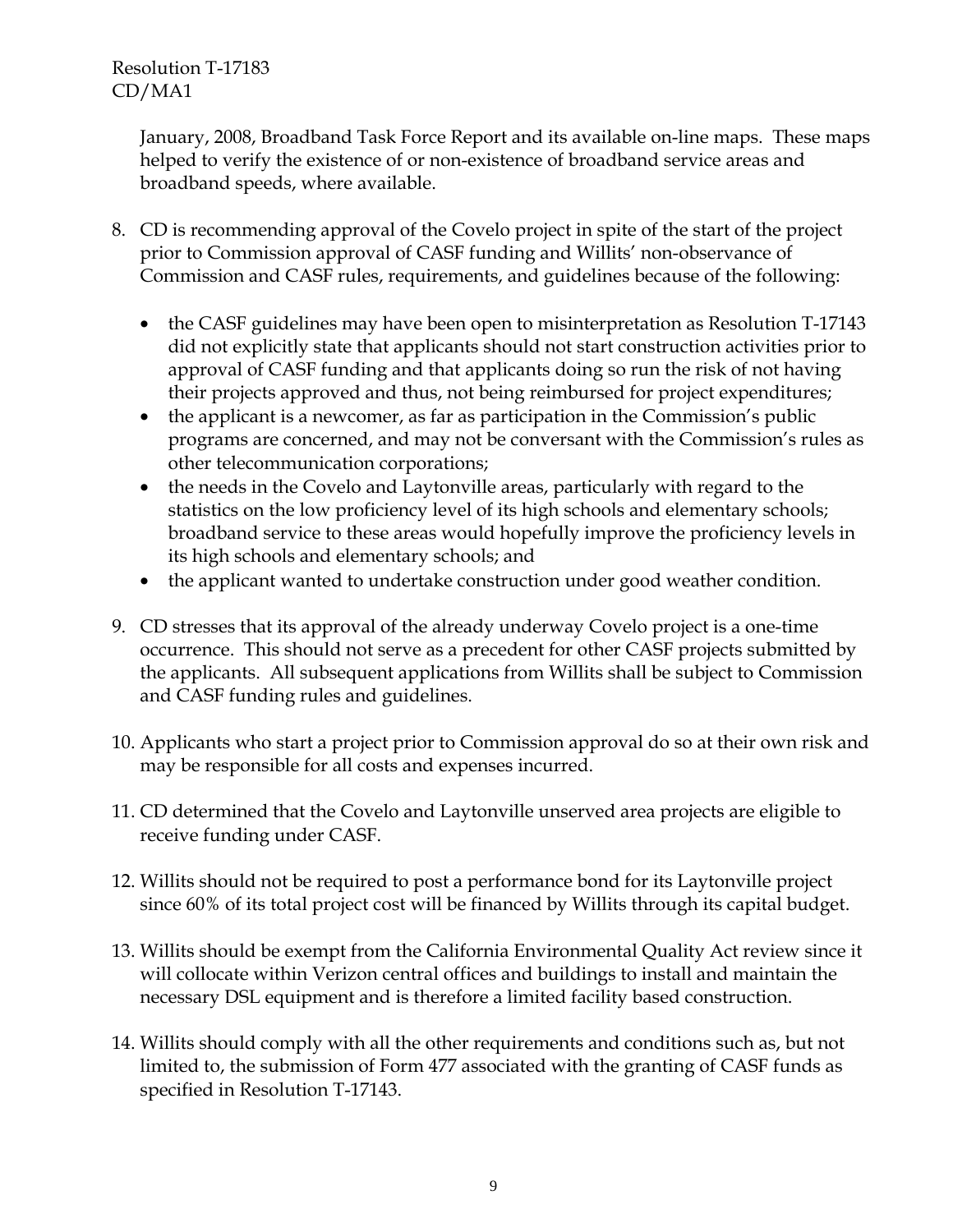January, 2008, Broadband Task Force Report and its available on-line maps. These maps helped to verify the existence of or non-existence of broadband service areas and broadband speeds, where available.

8. CD is recommending approval of the Covelo project in spite of the start of the project prior to Commission approval of CASF funding and Willits' non-observance of Commission and CASF rules, requirements, and guidelines because of the following:

   - the CASF guidelines may have been open to misinterpretation as Resolution T-17143 did not explicitly state that applicants should not start construction activities prior to approval of CASF funding and that applicants doing so run the risk of not having their projects approved and thus, not being reimbursed for project expenditures;
   - the applicant is a newcomer, as far as participation in the Commission's public programs are concerned, and may not be conversant with the Commission's rules as other telecommunication corporations;
   - the needs in the Covelo and Laytonville areas, particularly with regard to the statistics on the low proficiency level of its high schools and elementary schools; broadband service to these areas would hopefully improve the proficiency levels in its high schools and elementary schools; and
   - the applicant wanted to undertake construction under good weather condition.

9. CD stresses that its approval of the already underway Covelo project is a one-time occurrence. This should not serve as a precedent for other CASF projects submitted by the applicants. All subsequent applications from Willits shall be subject to Commission and CASF funding rules and guidelines.

10. Applicants who start a project prior to Commission approval do so at their own risk and may be responsible for all costs and expenses incurred.

11. CD determined that the Covelo and Laytonville unserved area projects are eligible to receive funding under CASF.

12. Willits should not be required to post a performance bond for its Laytonville project since 60% of its total project cost will be financed by Willits through its capital budget.

13. Willits should be exempt from the California Environmental Quality Act review since it will collocate within Verizon central offices and buildings to install and maintain the necessary DSL equipment and is therefore a limited facility based construction.

14. Willits should comply with all the other requirements and conditions such as, but not limited to, the submission of Form 477 associated with the granting of CASF funds as specified in Resolution T-17143.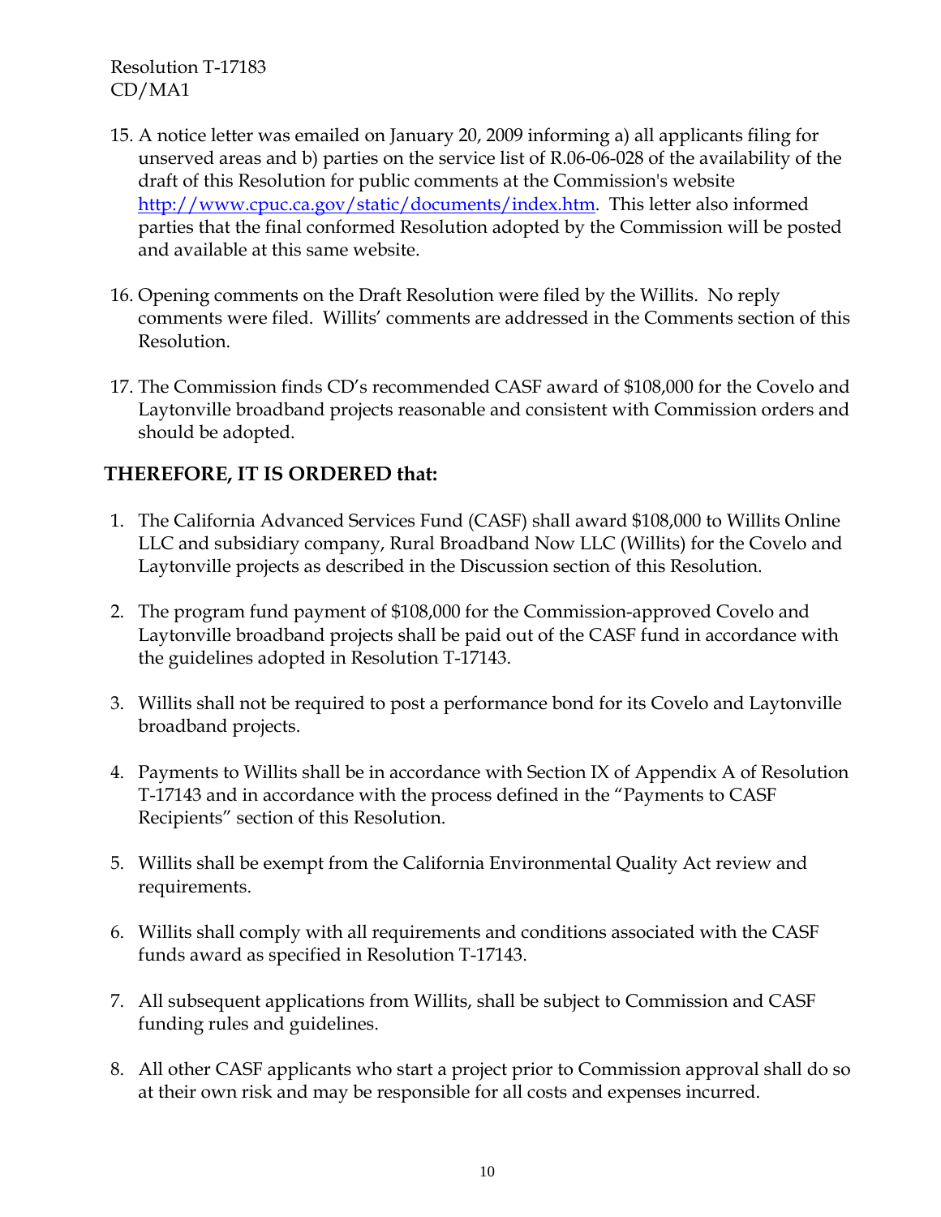15. A notice letter was emailed on January 20, 2009 informing a) all applicants filing for unserved areas and b) parties on the service list of R.06-06-028 of the availability of the draft of this Resolution for public comments at the Commission's website http://www.cpuc.ca.gov/static/documents/index.htm. This letter also informed parties that the final conformed Resolution adopted by the Commission will be posted and available at this same website.

16. Opening comments on the Draft Resolution were filed by the Willits. No reply comments were filed. Willits' comments are addressed in the Comments section of this Resolution.

17. The Commission finds CD's recommended CASF award of $108,000 for the Covelo and Laytonville broadband projects reasonable and consistent with Commission orders and should be adopted.

**THEREFORE, IT IS ORDERED that:**

1. The California Advanced Services Fund (CASF) shall award $108,000 to Willits Online LLC and subsidiary company, Rural Broadband Now LLC (Willits) for the Covelo and Laytonville projects as described in the Discussion section of this Resolution.

2. The program fund payment of $108,000 for the Commission-approved Covelo and Laytonville broadband projects shall be paid out of the CASF fund in accordance with the guidelines adopted in Resolution T-17143.

3. Willits shall not be required to post a performance bond for its Covelo and Laytonville broadband projects.

4. Payments to Willits shall be in accordance with Section IX of Appendix A of Resolution T-17143 and in accordance with the process defined in the "Payments to CASF Recipients" section of this Resolution.

5. Willits shall be exempt from the California Environmental Quality Act review and requirements.

6. Willits shall comply with all requirements and conditions associated with the CASF funds award as specified in Resolution T-17143.

7. All subsequent applications from Willits, shall be subject to Commission and CASF funding rules and guidelines.

8. All other CASF applicants who start a project prior to Commission approval shall do so at their own risk and may be responsible for all costs and expenses incurred.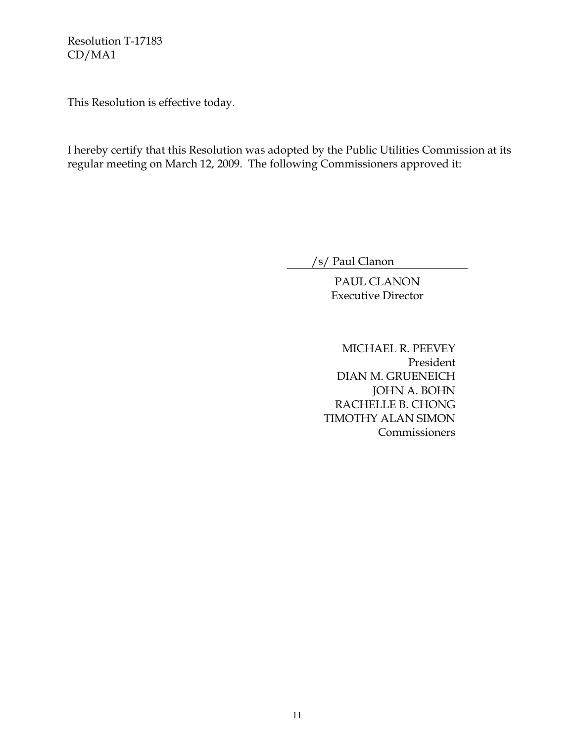This Resolution is effective today.

I hereby certify that this Resolution was adopted by the Public Utilities Commission at its regular meeting on March 12, 2009. The following Commissioners approved it:

/s/ Paul Clanon

PAUL CLANON
Executive Director

MICHAEL R. PEEVEY
President
DIAN M. GRUENEICH
JOHN A. BOHN
RACHELLE B. CHONG
TIMOTHY ALAN SIMON
Commissioners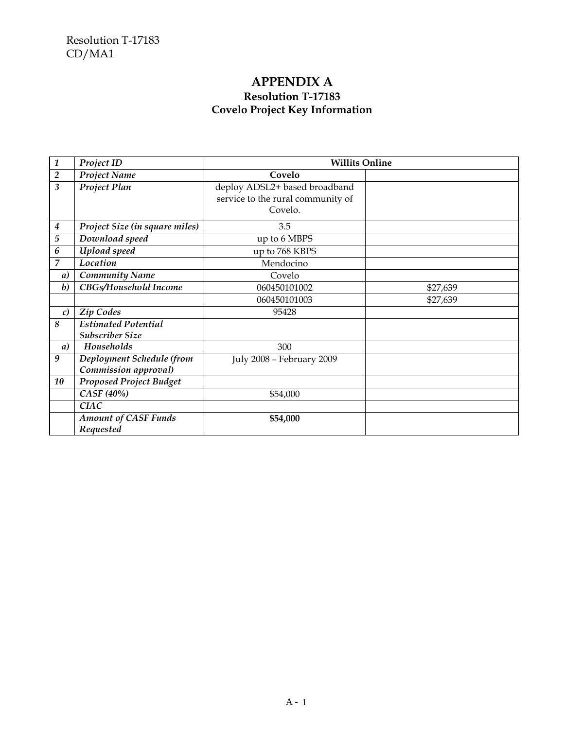# APPENDIX A

## Resolution T-17183

## Covelo Project Key Information

| | | | |
|---|---|---|---|
| *1* | *Project ID* | **Willits Online** | |
| *2* | *Project Name* | **Covelo** | |
| *3* | *Project Plan* | deploy ADSL2+ based broadband service to the rural community of Covelo. | |
| *4* | *Project Size (in square miles)* | 3.5 | |
| *5* | *Download speed* | up to 6 MBPS | |
| *6* | *Upload speed* | up to 768 KBPS | |
| *7* | *Location* | Mendocino | |
| *a)* | *Community Name* | Covelo | |
| *b)* | *CBGs/Household Income* | 060450101002 | $27,639 |
| | | 060450101003 | $27,639 |
| *c)* | *Zip Codes* | 95428 | |
| *8* | *Estimated Potential Subscriber Size* | | |
| *a)* | *Households* | 300 | |
| *9* | *Deployment Schedule (from Commission approval)* | July 2008 – February 2009 | |
| *10* | *Proposed Project Budget* | | |
| | *CASF (40%)* | $54,000 | |
| | *CIAC* | | |
| | *Amount of CASF Funds Requested* | **$54,000** | |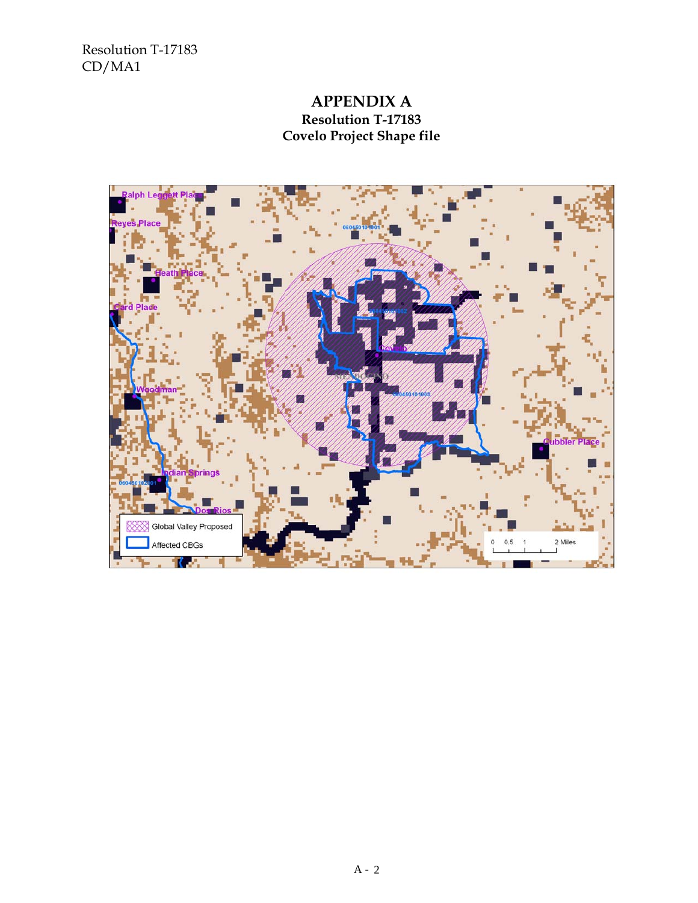Resolution T-17183
CD/MA1

# APPENDIX A

## Resolution T-17183
## Covelo Project Shape file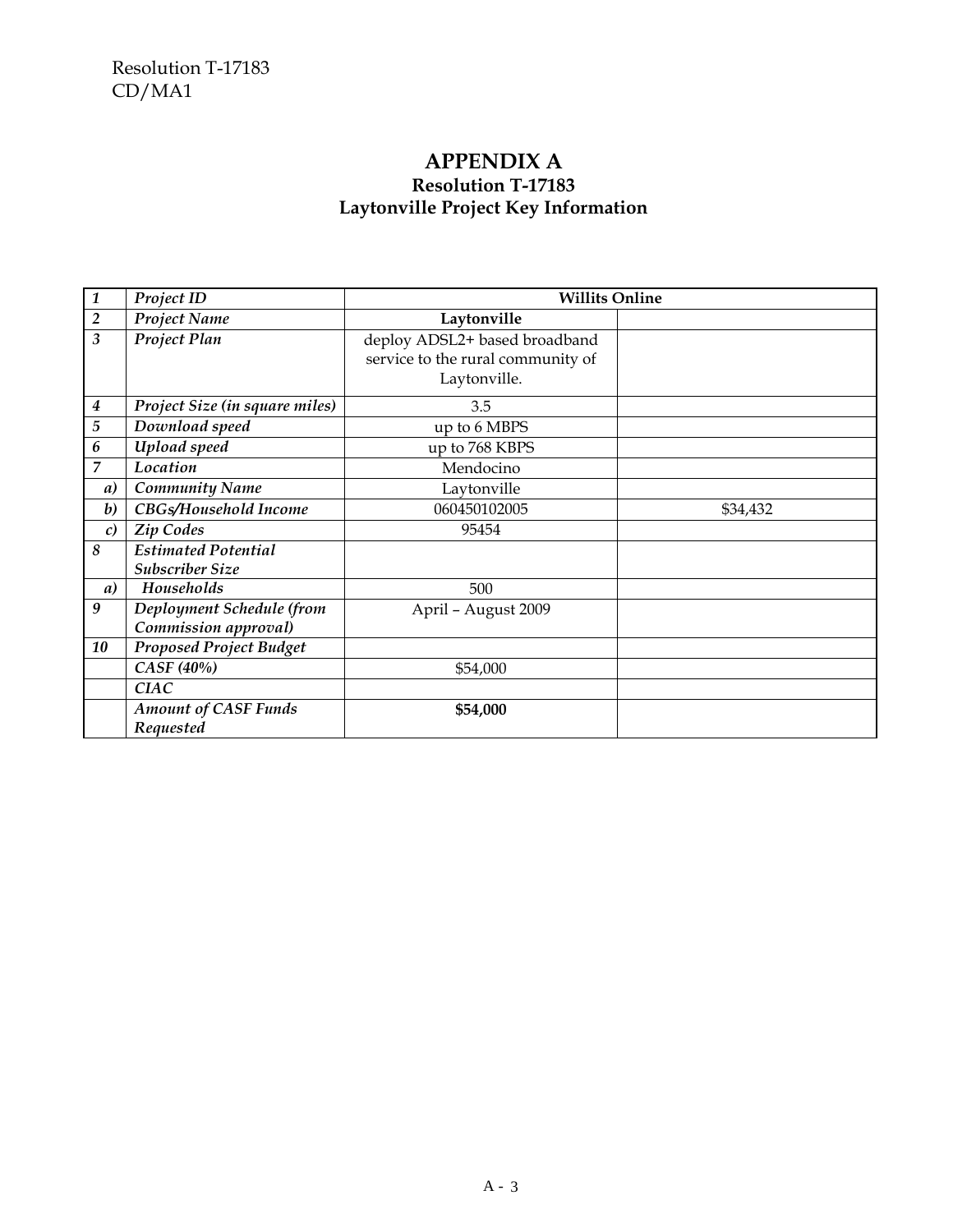# APPENDIX A

## Resolution T-17183

## Laytonville Project Key Information

| | | | |
|---|---|---|---|
| *1* | *Project ID* | **Willits Online** | |
| *2* | *Project Name* | **Laytonville** | |
| *3* | *Project Plan* | deploy ADSL2+ based broadband service to the rural community of Laytonville. | |
| *4* | *Project Size (in square miles)* | 3.5 | |
| *5* | *Download speed* | up to 6 MBPS | |
| *6* | *Upload speed* | up to 768 KBPS | |
| *7* | *Location* | Mendocino | |
| *a)* | *Community Name* | Laytonville | |
| *b)* | *CBGs/Household Income* | 060450102005 | $34,432 |
| *c)* | *Zip Codes* | 95454 | |
| *8* | *Estimated Potential Subscriber Size* | | |
| *a)* | *Households* | 500 | |
| *9* | *Deployment Schedule (from Commission approval)* | April – August 2009 | |
| *10* | *Proposed Project Budget* | | |
| | *CASF (40%)* | $54,000 | |
| | *CIAC* | | |
| | *Amount of CASF Funds Requested* | **$54,000** | |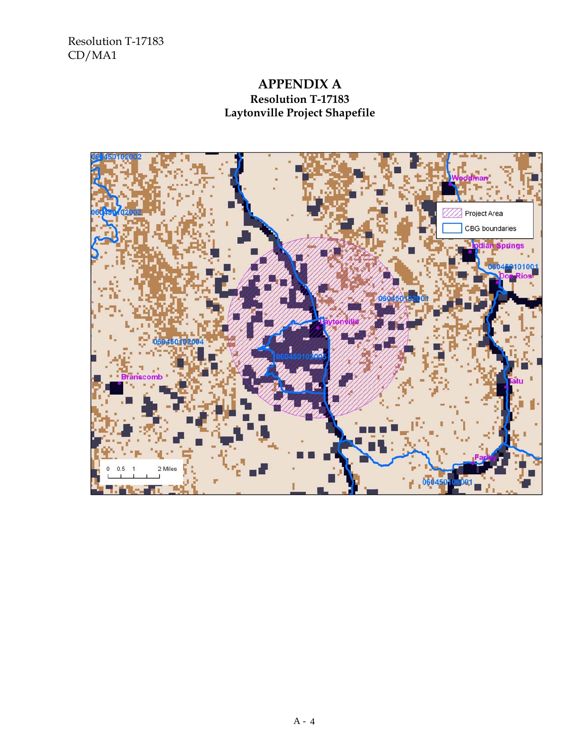# APPENDIX A

## Resolution T-17183

## Laytonville Project Shapefile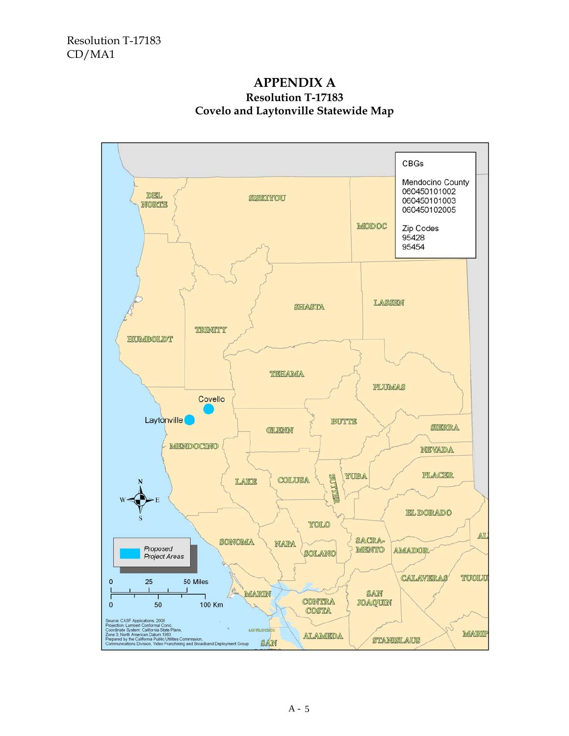# APPENDIX A

## Resolution T-17183

## Covelo and Laytonville Statewide Map

CBGs

Mendocino County
060450101002
060450101003
060450102005

Zip Codes
95428
95454

DEL NORTE
SISKIYOU
MODOC
SHASTA
LASSEN
TRINITY
HUMBOLDT
TEHAMA
PLUMAS
Covello
Laytonville
GLENN
BUTTE
SIERRA
MENDOCINO
NEVADA
LAKE
COLUSA
SUTTER
YUBA
PLACER
EL DORADO
YOLO
SONOMA
NAPA
SOLANO
SACRA-MENTO
AMADOR
AL
CALAVERAS
TUOLU
MARIN
CONTRA COSTA
SAN JOAQUIN
SAN FRANCISCO
ALAMEDA
STANISLAUS
MARIP
SAN

N
W E
S

Proposed Project Areas

0 25 50 Miles
0 50 100 Km

Source: CASF Applications 2008
Projection: Lambert Conformal Conic
Coordinate System: California State Plane, Zone 3; North American Datum 1983
Prepared by the California Public Utilities Commission, Communications Division, Video Franchising and Broadband Deployment Group